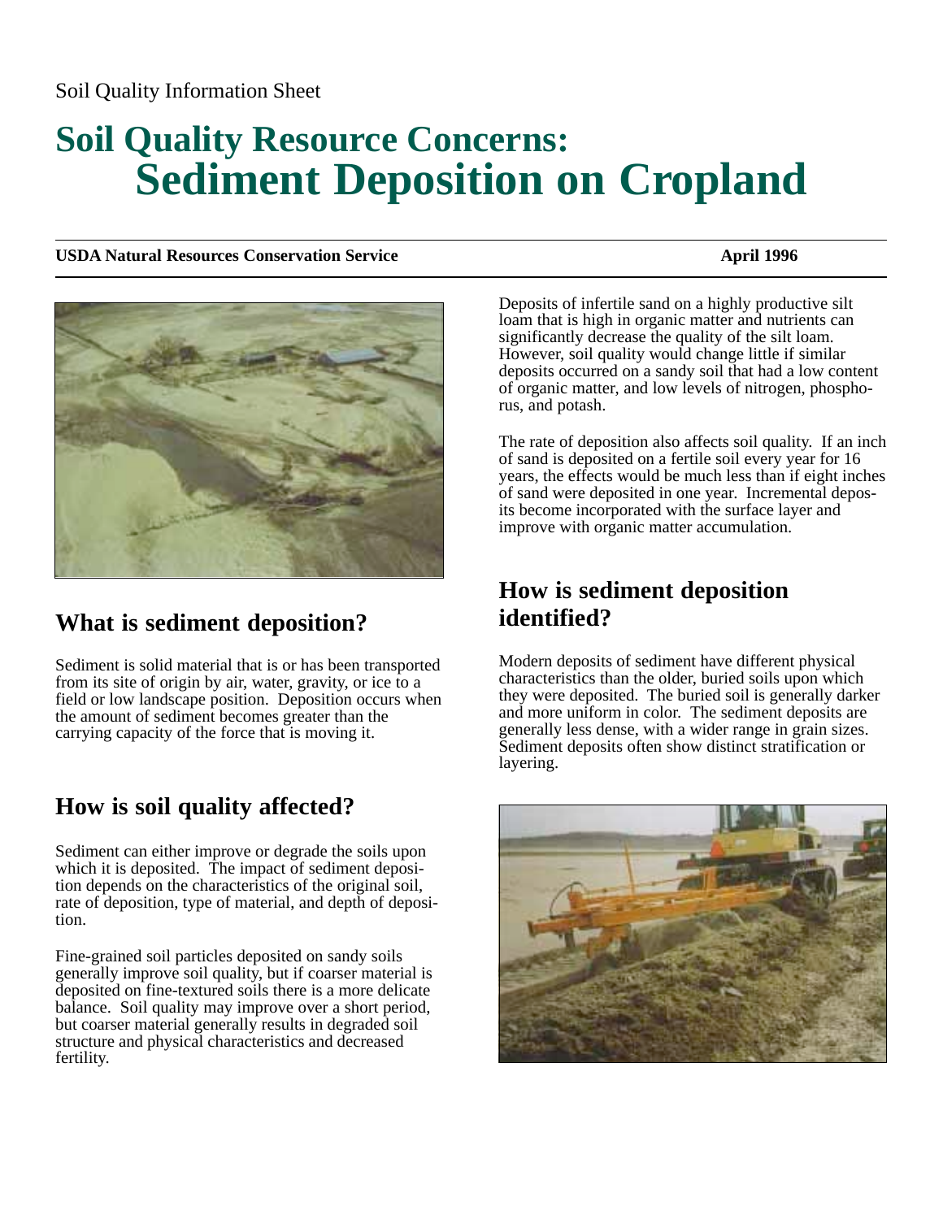Soil Quality Information Sheet

# Soil Quality Resource Concerns: Sediment Deposition on Cropland

**USDA Natural Resources Conservation Service** **April 1996**

## What is sediment deposition?

Sediment is solid material that is or has been transported from its site of origin by air, water, gravity, or ice to a field or low landscape position. Deposition occurs when the amount of sediment becomes greater than the carrying capacity of the force that is moving it.

## How is soil quality affected?

Sediment can either improve or degrade the soils upon which it is deposited. The impact of sediment deposition depends on the characteristics of the original soil, rate of deposition, type of material, and depth of deposition.

Fine-grained soil particles deposited on sandy soils generally improve soil quality, but if coarser material is deposited on fine-textured soils there is a more delicate balance. Soil quality may improve over a short period, but coarser material generally results in degraded soil structure and physical characteristics and decreased fertility.

Deposits of infertile sand on a highly productive silt loam that is high in organic matter and nutrients can significantly decrease the quality of the silt loam. However, soil quality would change little if similar deposits occurred on a sandy soil that had a low content of organic matter, and low levels of nitrogen, phosphorus, and potash.

The rate of deposition also affects soil quality. If an inch of sand is deposited on a fertile soil every year for 16 years, the effects would be much less than if eight inches of sand were deposited in one year. Incremental deposits become incorporated with the surface layer and improve with organic matter accumulation.

## How is sediment deposition identified?

Modern deposits of sediment have different physical characteristics than the older, buried soils upon which they were deposited. The buried soil is generally darker and more uniform in color. The sediment deposits are generally less dense, with a wider range in grain sizes. Sediment deposits often show distinct stratification or layering.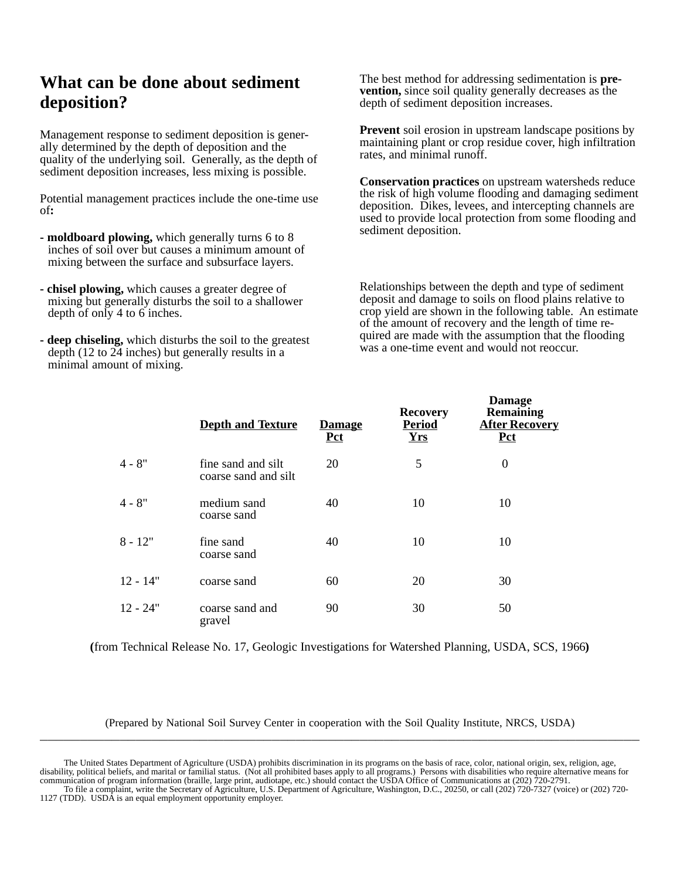## What can be done about sediment deposition?

Management response to sediment deposition is generally determined by the depth of deposition and the quality of the underlying soil. Generally, as the depth of sediment deposition increases, less mixing is possible.

Potential management practices include the one-time use of**:**

- **moldboard plowing,** which generally turns 6 to 8 inches of soil over but causes a minimum amount of mixing between the surface and subsurface layers.
- **chisel plowing,** which causes a greater degree of mixing but generally disturbs the soil to a shallower depth of only 4 to 6 inches.
- **deep chiseling,** which disturbs the soil to the greatest depth (12 to 24 inches) but generally results in a minimal amount of mixing.

The best method for addressing sedimentation is **prevention,** since soil quality generally decreases as the depth of sediment deposition increases.

**Prevent** soil erosion in upstream landscape positions by maintaining plant or crop residue cover, high infiltration rates, and minimal runoff.

**Conservation practices** on upstream watersheds reduce the risk of high volume flooding and damaging sediment deposition. Dikes, levees, and intercepting channels are used to provide local protection from some flooding and sediment deposition.

Relationships between the depth and type of sediment deposit and damage to soils on flood plains relative to crop yield are shown in the following table. An estimate of the amount of recovery and the length of time required are made with the assumption that the flooding was a one-time event and would not reoccur.

| | Depth and Texture | Damage Pct | Recovery Period Yrs | Damage Remaining After Recovery Pct |
|---|---|---|---|---|
| 4 - 8" | fine sand and silt<br>coarse sand and silt | 20 | 5 | 0 |
| 4 - 8" | medium sand<br>coarse sand | 40 | 10 | 10 |
| 8 - 12" | fine sand<br>coarse sand | 40 | 10 | 10 |
| 12 - 14" | coarse sand | 60 | 20 | 30 |
| 12 - 24" | coarse sand and gravel | 90 | 30 | 50 |

**(**from Technical Release No. 17, Geologic Investigations for Watershed Planning, USDA, SCS, 1966**)**

(Prepared by National Soil Survey Center in cooperation with the Soil Quality Institute, NRCS, USDA)

---

The United States Department of Agriculture (USDA) prohibits discrimination in its programs on the basis of race, color, national origin, sex, religion, age, disability, political beliefs, and marital or familial status. (Not all prohibited bases apply to all programs.) Persons with disabilities who require alternative means for communication of program information (braille, large print, audiotape, etc.) should contact the USDA Office of Communications at (202) 720-2791.

To file a complaint, write the Secretary of Agriculture, U.S. Department of Agriculture, Washington, D.C., 20250, or call (202) 720-7327 (voice) or (202) 720-1127 (TDD). USDA is an equal employment opportunity employer.